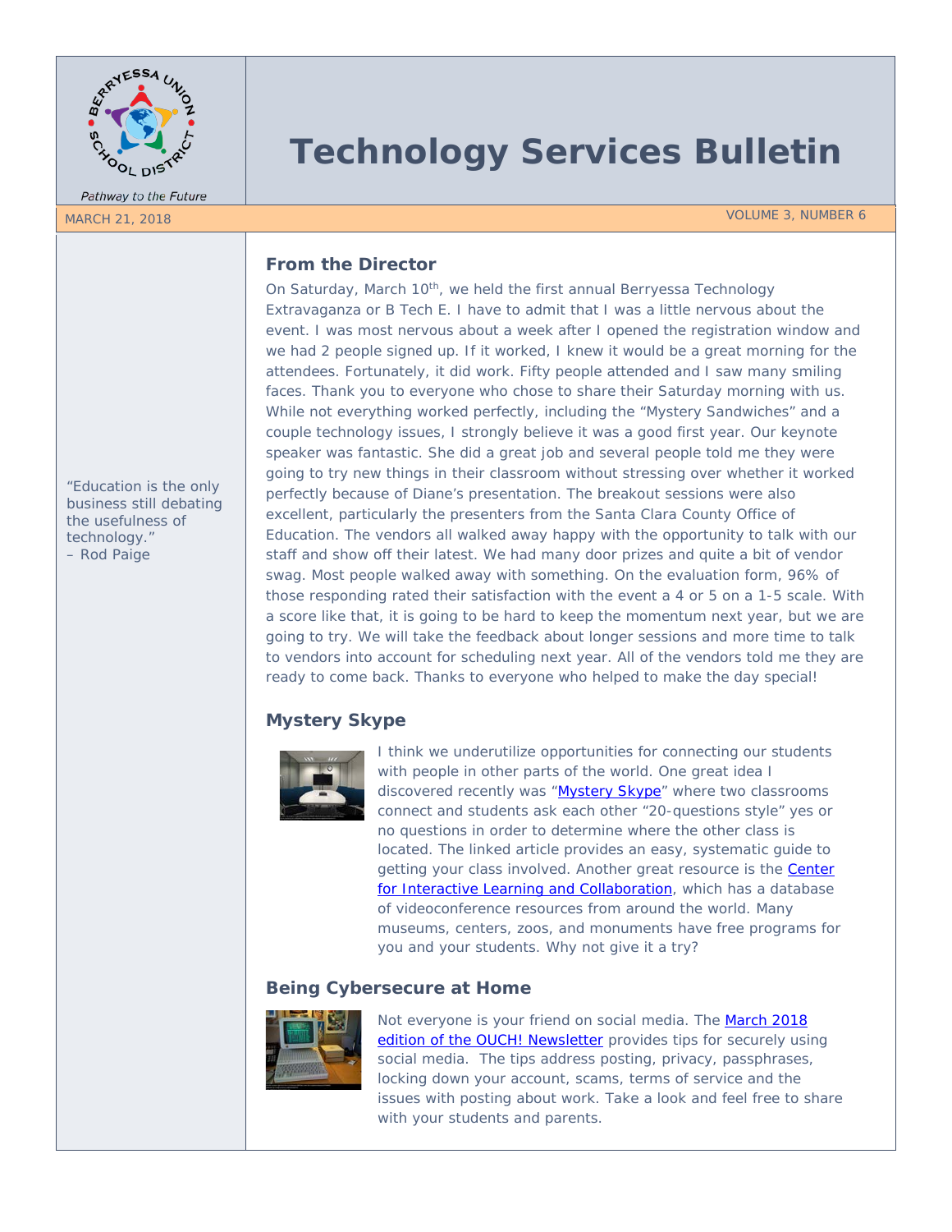# Technology Services Bulletin

Pathway to the Future

MARCH 21, 2018 VOLUME 3, NUMBER 6

"Education is the only business still debating the usefulness of technology."
– Rod Paige

## From the Director

On Saturday, March 10th, we held the first annual Berryessa Technology Extravaganza or B Tech E. I have to admit that I was a little nervous about the event. I was most nervous about a week after I opened the registration window and we had 2 people signed up. If it worked, I knew it would be a great morning for the attendees. Fortunately, it did work. Fifty people attended and I saw many smiling faces. Thank you to everyone who chose to share their Saturday morning with us. While not everything worked perfectly, including the "Mystery Sandwiches" and a couple technology issues, I strongly believe it was a good first year. Our keynote speaker was fantastic. She did a great job and several people told me they were going to try new things in their classroom without stressing over whether it worked perfectly because of Diane's presentation. The breakout sessions were also excellent, particularly the presenters from the Santa Clara County Office of Education. The vendors all walked away happy with the opportunity to talk with our staff and show off their latest. We had many door prizes and quite a bit of vendor swag. Most people walked away with something. On the evaluation form, 96% of those responding rated their satisfaction with the event a 4 or 5 on a 1-5 scale. With a score like that, it is going to be hard to keep the momentum next year, but we are going to try. We will take the feedback about longer sessions and more time to talk to vendors into account for scheduling next year. All of the vendors told me they are ready to come back. Thanks to everyone who helped to make the day special!

## Mystery Skype

I think we underutilize opportunities for connecting our students with people in other parts of the world. One great idea I discovered recently was "Mystery Skype" where two classrooms connect and students ask each other "20-questions style" yes or no questions in order to determine where the other class is located. The linked article provides an easy, systematic guide to getting your class involved. Another great resource is the Center for Interactive Learning and Collaboration, which has a database of videoconference resources from around the world. Many museums, centers, zoos, and monuments have free programs for you and your students. Why not give it a try?

## Being Cybersecure at Home

Not everyone is your friend on social media. The March 2018 edition of the OUCH! Newsletter provides tips for securely using social media. The tips address posting, privacy, passphrases, locking down your account, scams, terms of service and the issues with posting about work. Take a look and feel free to share with your students and parents.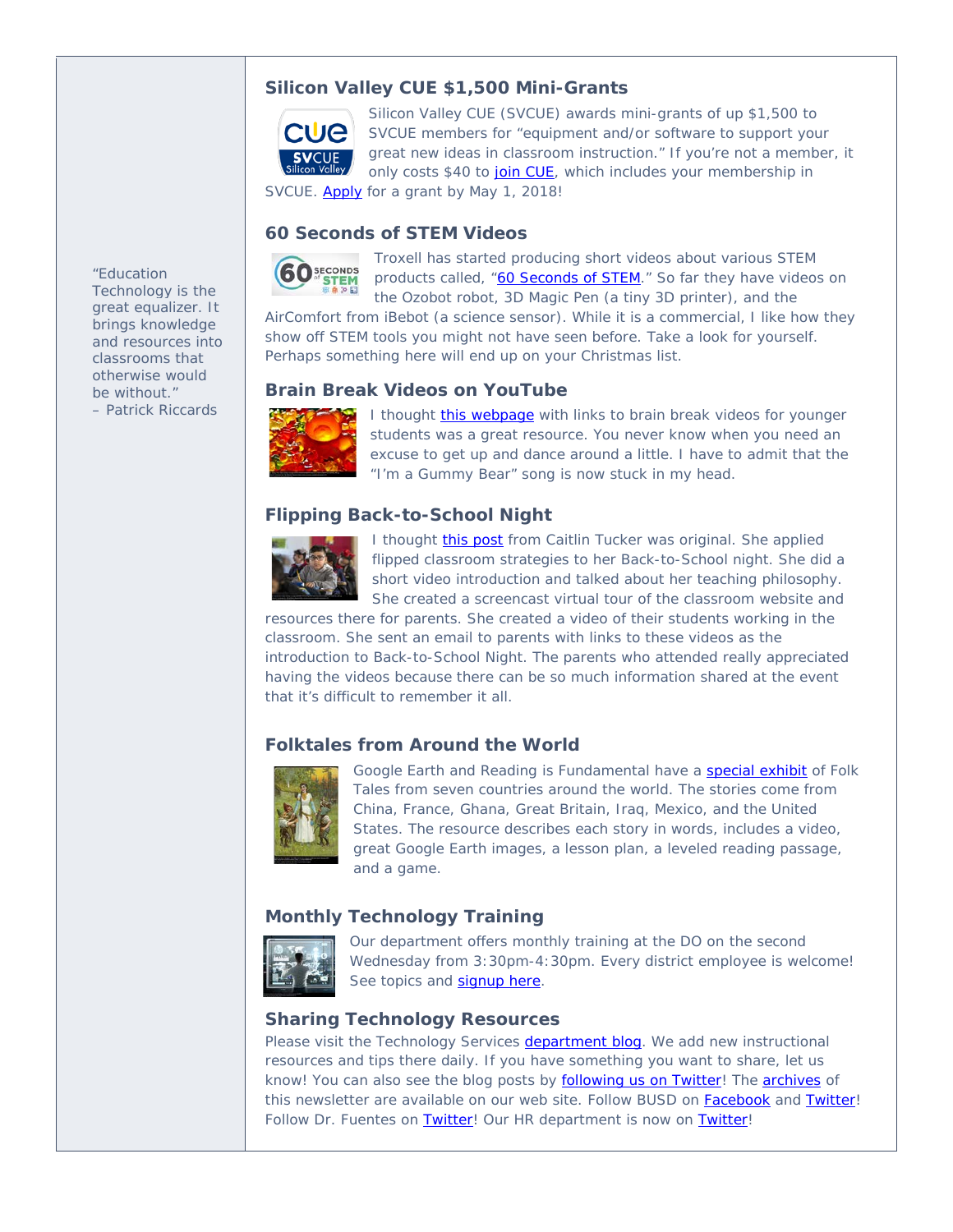"Education Technology is the great equalizer. It brings knowledge and resources into classrooms that otherwise would be without."
– Patrick Riccards

## Silicon Valley CUE $1,500 Mini-Grants

Silicon Valley CUE (SVCUE) awards mini-grants of up $1,500 to SVCUE members for "equipment and/or software to support your great new ideas in classroom instruction." If you're not a member, it only costs $40 to join CUE, which includes your membership in SVCUE. Apply for a grant by May 1, 2018!

## 60 Seconds of STEM Videos

Troxell has started producing short videos about various STEM products called, "60 Seconds of STEM." So far they have videos on the Ozobot robot, 3D Magic Pen (a tiny 3D printer), and the AirComfort from iBebot (a science sensor). While it is a commercial, I like how they show off STEM tools you might not have seen before. Take a look for yourself. Perhaps something here will end up on your Christmas list.

## Brain Break Videos on YouTube

I thought this webpage with links to brain break videos for younger students was a great resource. You never know when you need an excuse to get up and dance around a little. I have to admit that the "I'm a Gummy Bear" song is now stuck in my head.

## Flipping Back-to-School Night

I thought this post from Caitlin Tucker was original. She applied flipped classroom strategies to her Back-to-School night. She did a short video introduction and talked about her teaching philosophy. She created a screencast virtual tour of the classroom website and resources there for parents. She created a video of their students working in the classroom. She sent an email to parents with links to these videos as the introduction to Back-to-School Night. The parents who attended really appreciated having the videos because there can be so much information shared at the event that it's difficult to remember it all.

## Folktales from Around the World

Google Earth and Reading is Fundamental have a special exhibit of Folk Tales from seven countries around the world. The stories come from China, France, Ghana, Great Britain, Iraq, Mexico, and the United States. The resource describes each story in words, includes a video, great Google Earth images, a lesson plan, a leveled reading passage, and a game.

## Monthly Technology Training

Our department offers monthly training at the DO on the second Wednesday from 3:30pm-4:30pm. Every district employee is welcome! See topics and signup here.

## Sharing Technology Resources

Please visit the Technology Services department blog. We add new instructional resources and tips there daily. If you have something you want to share, let us know! You can also see the blog posts by following us on Twitter! The archives of this newsletter are available on our web site. Follow BUSD on Facebook and Twitter! Follow Dr. Fuentes on Twitter! Our HR department is now on Twitter!